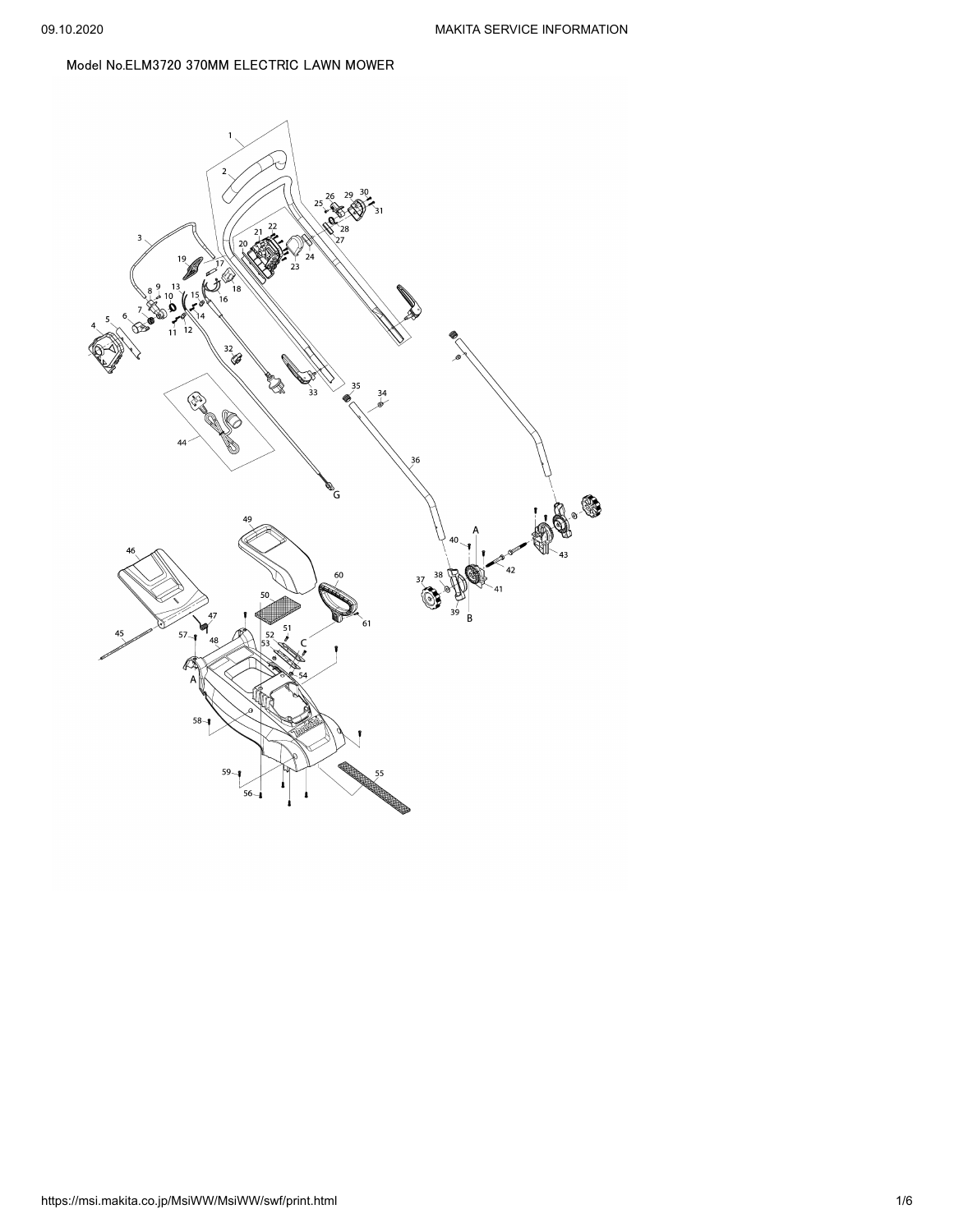Model No.ELM3720 370MM ELECTRIC LAWN MOWER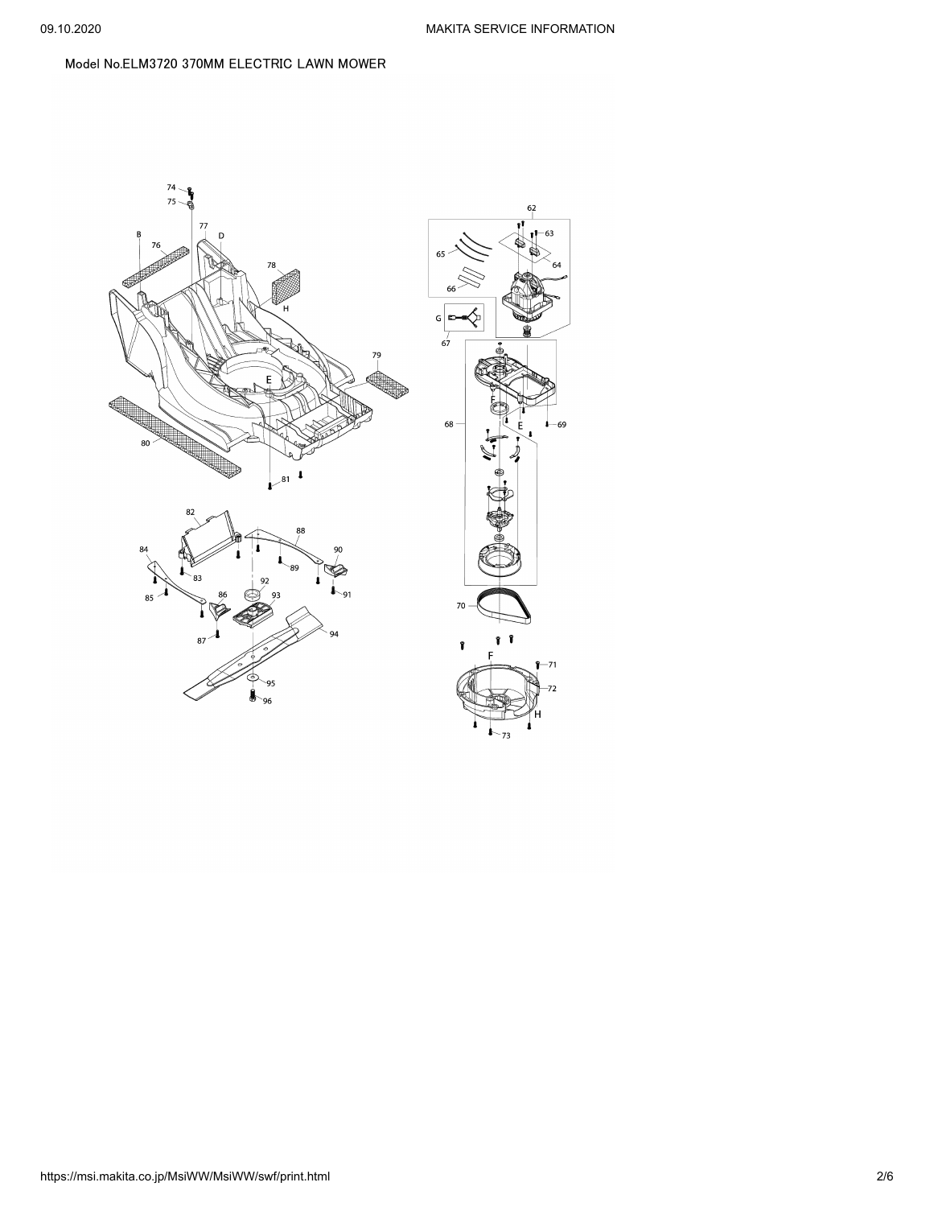Model No.ELM3720 370MM ELECTRIC LAWN MOWER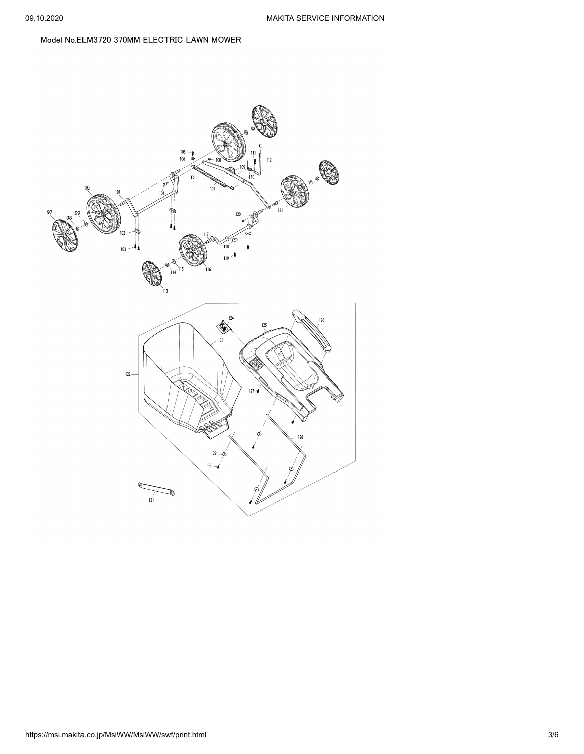Model No.ELM3720 370MM ELECTRIC LAWN MOWER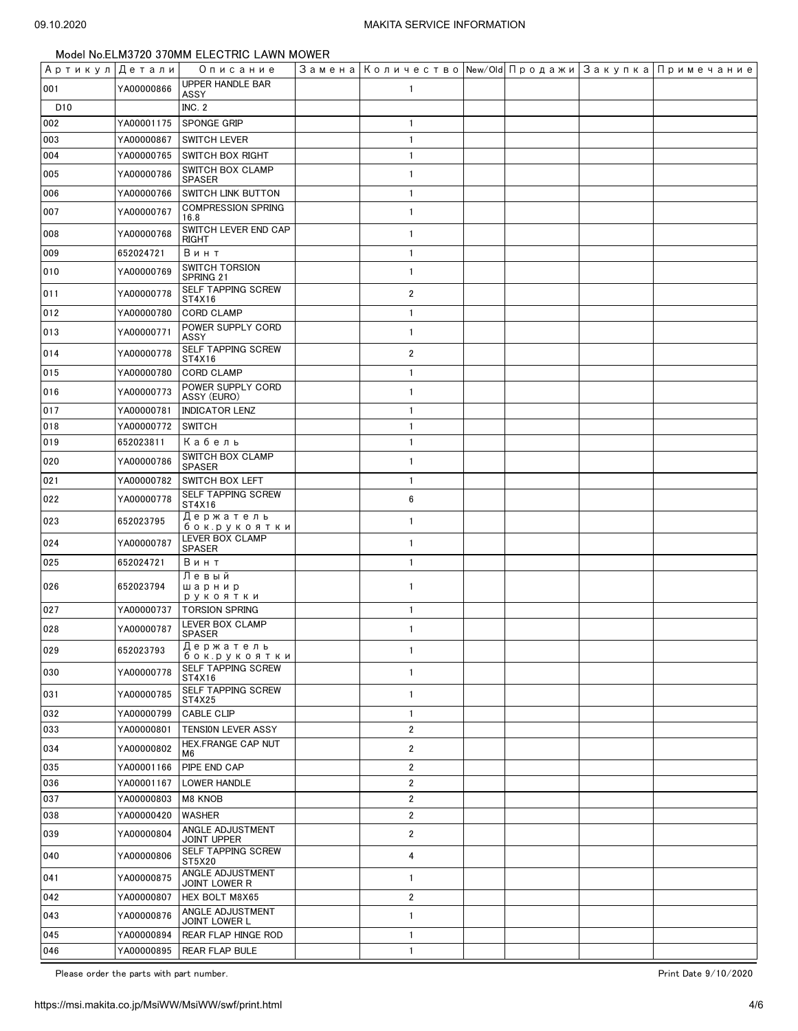Model No.ELM3720 370MM ELECTRIC LAWN MOWER

| Артикул | Детали | Описание | Замена | Количество | New/Old | Продажи | Закупка | Примечание |
|---|---|---|---|---|---|---|---|---|
| 001 | YA00000866 | UPPER HANDLE BAR ASSY | | 1 | | | | |
| D10 | | INC. 2 | | | | | | |
| 002 | YA00001175 | SPONGE GRIP | | 1 | | | | |
| 003 | YA00000867 | SWITCH LEVER | | 1 | | | | |
| 004 | YA00000765 | SWITCH BOX RIGHT | | 1 | | | | |
| 005 | YA00000786 | SWITCH BOX CLAMP SPASER | | 1 | | | | |
| 006 | YA00000766 | SWITCH LINK BUTTON | | 1 | | | | |
| 007 | YA00000767 | COMPRESSION SPRING 16.8 | | 1 | | | | |
| 008 | YA00000768 | SWITCH LEVER END CAP RIGHT | | 1 | | | | |
| 009 | 652024721 | Винт | | 1 | | | | |
| 010 | YA00000769 | SWITCH TORSION SPRING 21 | | 1 | | | | |
| 011 | YA00000778 | SELF TAPPING SCREW ST4X16 | | 2 | | | | |
| 012 | YA00000780 | CORD CLAMP | | 1 | | | | |
| 013 | YA00000771 | POWER SUPPLY CORD ASSY | | 1 | | | | |
| 014 | YA00000778 | SELF TAPPING SCREW ST4X16 | | 2 | | | | |
| 015 | YA00000780 | CORD CLAMP | | 1 | | | | |
| 016 | YA00000773 | POWER SUPPLY CORD ASSY (EURO) | | 1 | | | | |
| 017 | YA00000781 | INDICATOR LENZ | | 1 | | | | |
| 018 | YA00000772 | SWITCH | | 1 | | | | |
| 019 | 652023811 | Кабель | | 1 | | | | |
| 020 | YA00000786 | SWITCH BOX CLAMP SPASER | | 1 | | | | |
| 021 | YA00000782 | SWITCH BOX LEFT | | 1 | | | | |
| 022 | YA00000778 | SELF TAPPING SCREW ST4X16 | | 6 | | | | |
| 023 | 652023795 | Держатель бок.рукоятки | | 1 | | | | |
| 024 | YA00000787 | LEVER BOX CLAMP SPASER | | 1 | | | | |
| 025 | 652024721 | Винт | | 1 | | | | |
| 026 | 652023794 | Левый шарнир рукоятки | | 1 | | | | |
| 027 | YA00000737 | TORSION SPRING | | 1 | | | | |
| 028 | YA00000787 | LEVER BOX CLAMP SPASER | | 1 | | | | |
| 029 | 652023793 | Держатель бок.рукоятки | | 1 | | | | |
| 030 | YA00000778 | SELF TAPPING SCREW ST4X16 | | 1 | | | | |
| 031 | YA00000785 | SELF TAPPING SCREW ST4X25 | | 1 | | | | |
| 032 | YA00000799 | CABLE CLIP | | 1 | | | | |
| 033 | YA00000801 | TENSI0N LEVER ASSY | | 2 | | | | |
| 034 | YA00000802 | HEX.FRANGE CAP NUT M6 | | 2 | | | | |
| 035 | YA00001166 | PIPE END CAP | | 2 | | | | |
| 036 | YA00001167 | LOWER HANDLE | | 2 | | | | |
| 037 | YA00000803 | M8 KNOB | | 2 | | | | |
| 038 | YA00000420 | WASHER | | 2 | | | | |
| 039 | YA00000804 | ANGLE ADJUSTMENT JOINT UPPER | | 2 | | | | |
| 040 | YA00000806 | SELF TAPPING SCREW ST5X20 | | 4 | | | | |
| 041 | YA00000875 | ANGLE ADJUSTMENT JOINT LOWER R | | 1 | | | | |
| 042 | YA00000807 | HEX BOLT M8X65 | | 2 | | | | |
| 043 | YA00000876 | ANGLE ADJUSTMENT JOINT LOWER L | | 1 | | | | |
| 045 | YA00000894 | REAR FLAP HINGE ROD | | 1 | | | | |
| 046 | YA00000895 | REAR FLAP BULE | | 1 | | | | |

Please order the parts with part number.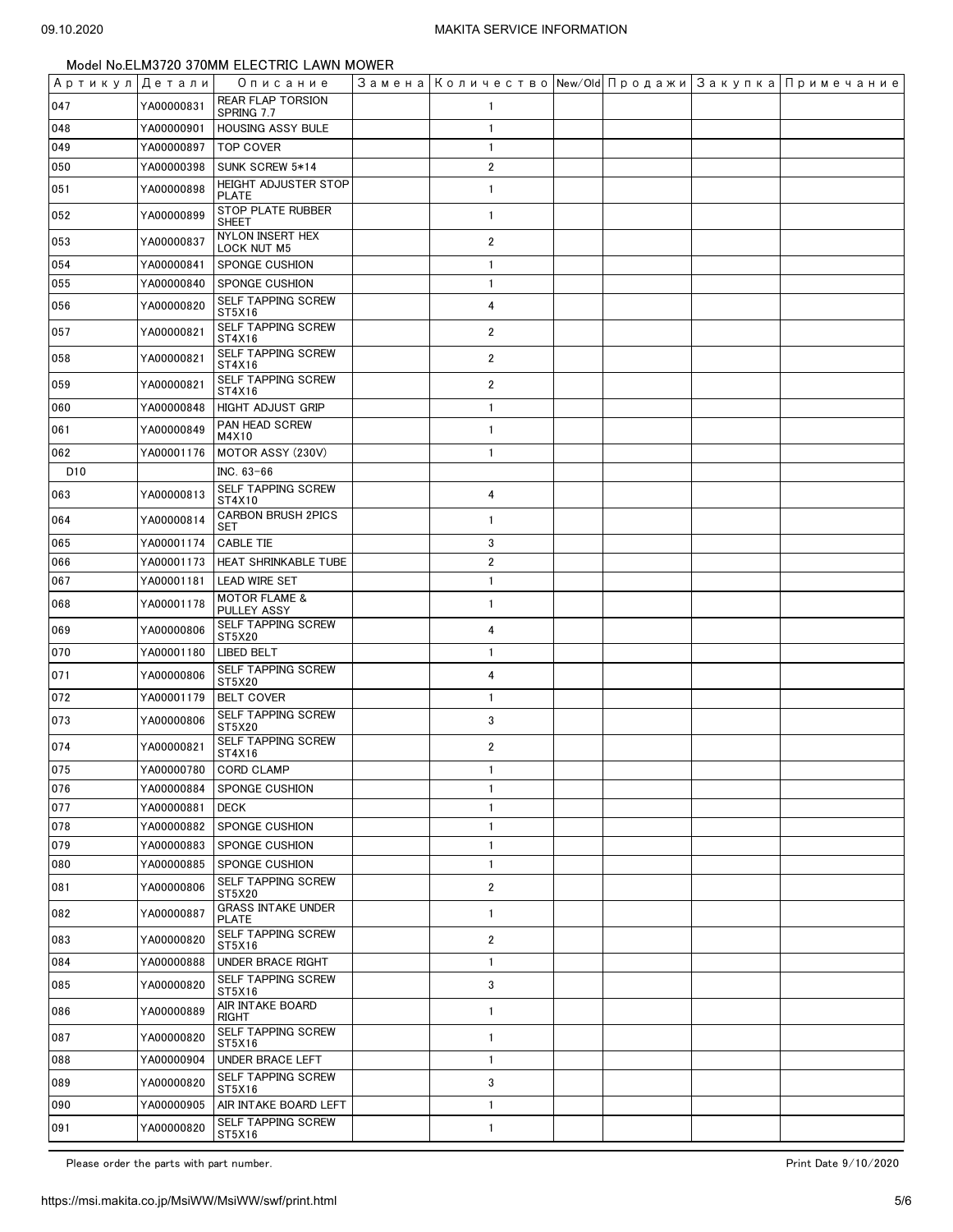Model No.ELM3720 370MM ELECTRIC LAWN MOWER

| Артикул | Детали | Описание | Замена | Количество | New/Old | Продажи | Закупка | Примечание |
|---|---|---|---|---|---|---|---|---|
| 047 | YA00000831 | REAR FLAP TORSION SPRING 7.7 | | 1 | | | | |
| 048 | YA00000901 | HOUSING ASSY BULE | | 1 | | | | |
| 049 | YA00000897 | TOP COVER | | 1 | | | | |
| 050 | YA00000398 | SUNK SCREW 5*14 | | 2 | | | | |
| 051 | YA00000898 | HEIGHT ADJUSTER STOP PLATE | | 1 | | | | |
| 052 | YA00000899 | STOP PLATE RUBBER SHEET | | 1 | | | | |
| 053 | YA00000837 | NYLON INSERT HEX LOCK NUT M5 | | 2 | | | | |
| 054 | YA00000841 | SPONGE CUSHION | | 1 | | | | |
| 055 | YA00000840 | SPONGE CUSHION | | 1 | | | | |
| 056 | YA00000820 | SELF TAPPING SCREW ST5X16 | | 4 | | | | |
| 057 | YA00000821 | SELF TAPPING SCREW ST4X16 | | 2 | | | | |
| 058 | YA00000821 | SELF TAPPING SCREW ST4X16 | | 2 | | | | |
| 059 | YA00000821 | SELF TAPPING SCREW ST4X16 | | 2 | | | | |
| 060 | YA00000848 | HIGHT ADJUST GRIP | | 1 | | | | |
| 061 | YA00000849 | PAN HEAD SCREW M4X10 | | 1 | | | | |
| 062 | YA00001176 | MOTOR ASSY (230V) | | 1 | | | | |
| D10 | | INC. 63-66 | | | | | | |
| 063 | YA00000813 | SELF TAPPING SCREW ST4X10 | | 4 | | | | |
| 064 | YA00000814 | CARBON BRUSH 2PICS SET | | 1 | | | | |
| 065 | YA00001174 | CABLE TIE | | 3 | | | | |
| 066 | YA00001173 | HEAT SHRINKABLE TUBE | | 2 | | | | |
| 067 | YA00001181 | LEAD WIRE SET | | 1 | | | | |
| 068 | YA00001178 | MOTOR FLAME & PULLEY ASSY | | 1 | | | | |
| 069 | YA00000806 | SELF TAPPING SCREW ST5X20 | | 4 | | | | |
| 070 | YA00001180 | LIBED BELT | | 1 | | | | |
| 071 | YA00000806 | SELF TAPPING SCREW ST5X20 | | 4 | | | | |
| 072 | YA00001179 | BELT COVER | | 1 | | | | |
| 073 | YA00000806 | SELF TAPPING SCREW ST5X20 | | 3 | | | | |
| 074 | YA00000821 | SELF TAPPING SCREW ST4X16 | | 2 | | | | |
| 075 | YA00000780 | CORD CLAMP | | 1 | | | | |
| 076 | YA00000884 | SPONGE CUSHION | | 1 | | | | |
| 077 | YA00000881 | DECK | | 1 | | | | |
| 078 | YA00000882 | SPONGE CUSHION | | 1 | | | | |
| 079 | YA00000883 | SPONGE CUSHION | | 1 | | | | |
| 080 | YA00000885 | SPONGE CUSHION | | 1 | | | | |
| 081 | YA00000806 | SELF TAPPING SCREW ST5X20 | | 2 | | | | |
| 082 | YA00000887 | GRASS INTAKE UNDER PLATE | | 1 | | | | |
| 083 | YA00000820 | SELF TAPPING SCREW ST5X16 | | 2 | | | | |
| 084 | YA00000888 | UNDER BRACE RIGHT | | 1 | | | | |
| 085 | YA00000820 | SELF TAPPING SCREW ST5X16 | | 3 | | | | |
| 086 | YA00000889 | AIR INTAKE BOARD RIGHT | | 1 | | | | |
| 087 | YA00000820 | SELF TAPPING SCREW ST5X16 | | 1 | | | | |
| 088 | YA00000904 | UNDER BRACE LEFT | | 1 | | | | |
| 089 | YA00000820 | SELF TAPPING SCREW ST5X16 | | 3 | | | | |
| 090 | YA00000905 | AIR INTAKE BOARD LEFT | | 1 | | | | |
| 091 | YA00000820 | SELF TAPPING SCREW ST5X16 | | 1 | | | | |

Please order the parts with part number.

Print Date 9/10/2020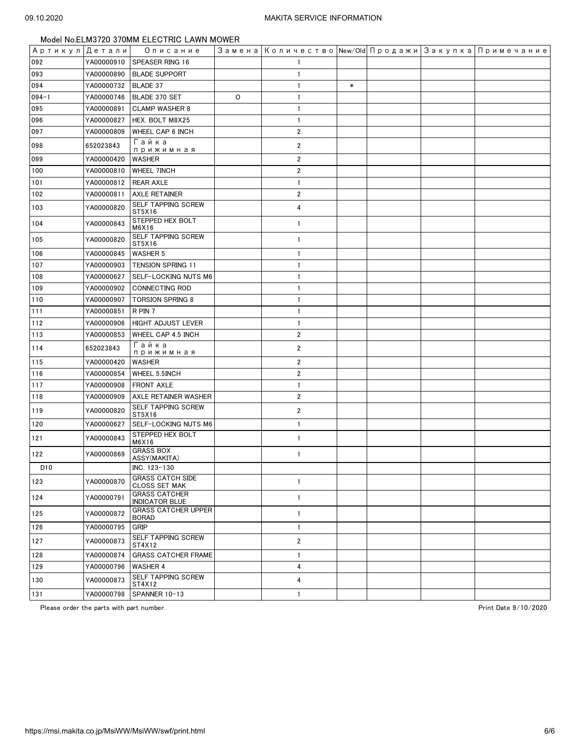Model No.ELM3720 370MM ELECTRIC LAWN MOWER

| Артикул | Детали | Описание | Замена | Количество | New/Old | Продажи | Закупка | Примечание |
|---|---|---|---|---|---|---|---|---|
| 092 | YA00000910 | SPEASER RING 16 | | 1 | | | | |
| 093 | YA00000890 | BLADE SUPPORT | | 1 | | | | |
| 094 | YA00000732 | BLADE 37 | | 1 | * | | | |
| 094-1 | YA00000746 | BLADE 370 SET | O | 1 | | | | |
| 095 | YA00000891 | CLAMP WASHER 8 | | 1 | | | | |
| 096 | YA00000827 | HEX. BOLT M8X25 | | 1 | | | | |
| 097 | YA00000809 | WHEEL CAP 6 INCH | | 2 | | | | |
| 098 | 652023843 | Гайка прижимная | | 2 | | | | |
| 099 | YA00000420 | WASHER | | 2 | | | | |
| 100 | YA00000810 | WHEEL 7INCH | | 2 | | | | |
| 101 | YA00000812 | REAR AXLE | | 1 | | | | |
| 102 | YA00000811 | AXLE RETAINER | | 2 | | | | |
| 103 | YA00000820 | SELF TAPPING SCREW ST5X16 | | 4 | | | | |
| 104 | YA00000843 | STEPPED HEX BOLT M6X16 | | 1 | | | | |
| 105 | YA00000820 | SELF TAPPING SCREW ST5X16 | | 1 | | | | |
| 106 | YA00000845 | WASHER 5 | | 1 | | | | |
| 107 | YA00000903 | TENSION SPRING 11 | | 1 | | | | |
| 108 | YA00000627 | SELF-LOCKING NUTS M6 | | 1 | | | | |
| 109 | YA00000902 | CONNECTING ROD | | 1 | | | | |
| 110 | YA00000907 | TORSION SPRING 8 | | 1 | | | | |
| 111 | YA00000851 | R PIN 7 | | 1 | | | | |
| 112 | YA00000906 | HIGHT ADJUST LEVER | | 1 | | | | |
| 113 | YA00000853 | WHEEL CAP 4.5 INCH | | 2 | | | | |
| 114 | 652023843 | Гайка прижимная | | 2 | | | | |
| 115 | YA00000420 | WASHER | | 2 | | | | |
| 116 | YA00000854 | WHEEL 5.5INCH | | 2 | | | | |
| 117 | YA00000908 | FRONT AXLE | | 1 | | | | |
| 118 | YA00000909 | AXLE RETAINER WASHER | | 2 | | | | |
| 119 | YA00000820 | SELF TAPPING SCREW ST5X16 | | 2 | | | | |
| 120 | YA00000627 | SELF-LOCKING NUTS M6 | | 1 | | | | |
| 121 | YA00000843 | STEPPED HEX BOLT M6X16 | | 1 | | | | |
| 122 | YA00000869 | GRASS BOX ASSY(MAKITA) | | 1 | | | | |
| D10 | | INC. 123-130 | | | | | | |
| 123 | YA00000870 | GRASS CATCH SIDE CLOSS SET MAK | | 1 | | | | |
| 124 | YA00000791 | GRASS CATCHER INDICATOR BLUE | | 1 | | | | |
| 125 | YA00000872 | GRASS CATCHER UPPER BORAD | | 1 | | | | |
| 126 | YA00000795 | GRIP | | 1 | | | | |
| 127 | YA00000873 | SELF TAPPING SCREW ST4X12 | | 2 | | | | |
| 128 | YA00000874 | GRASS CATCHER FRAME | | 1 | | | | |
| 129 | YA00000796 | WASHER 4 | | 4 | | | | |
| 130 | YA00000873 | SELF TAPPING SCREW ST4X12 | | 4 | | | | |
| 131 | YA00000798 | SPANNER 10-13 | | 1 | | | | |

Please order the parts with part number.

Print Date 9/10/2020